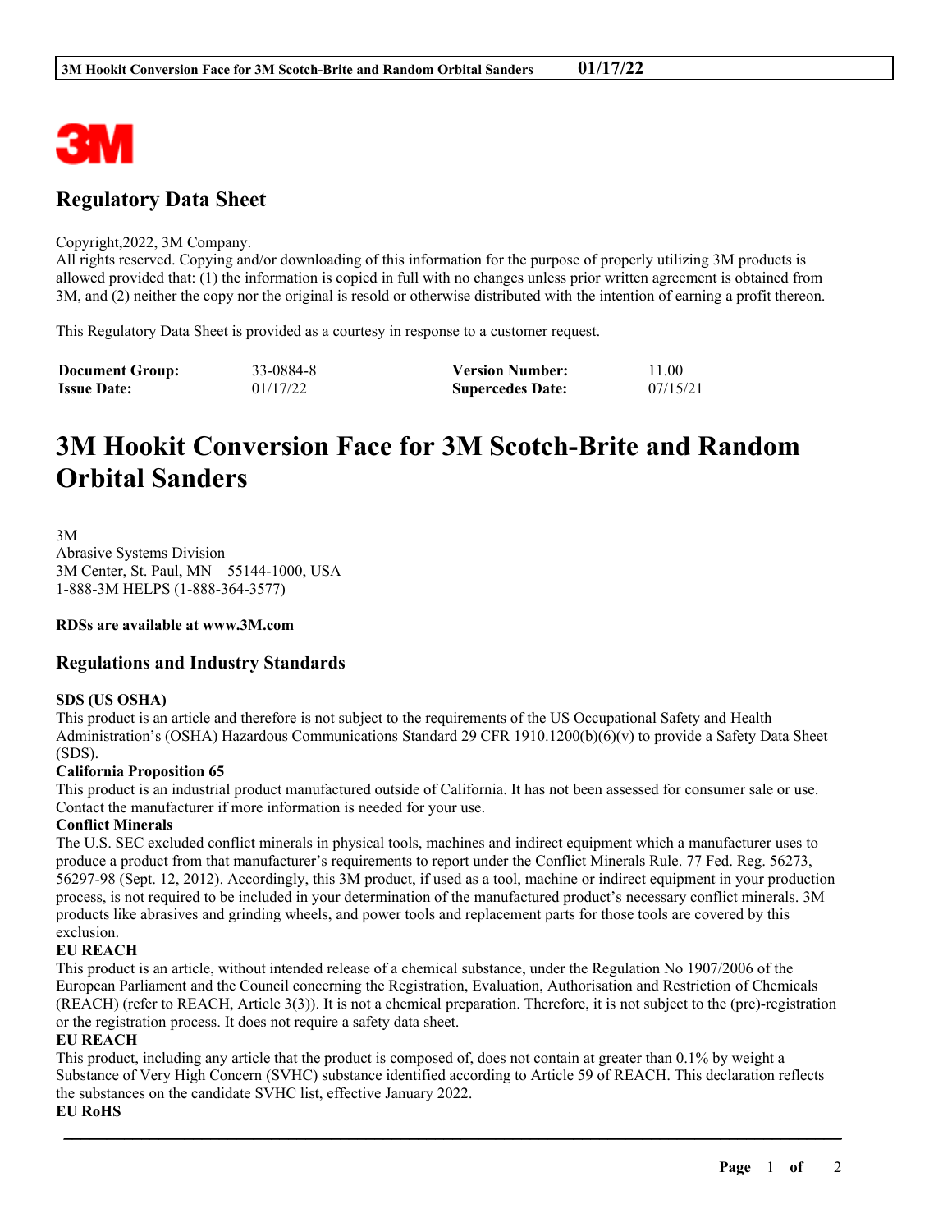## Regulatory Data Sheet

Copyright,2022, 3M Company.
All rights reserved. Copying and/or downloading of this information for the purpose of properly utilizing 3M products is allowed provided that: (1) the information is copied in full with no changes unless prior written agreement is obtained from 3M, and (2) neither the copy nor the original is resold or otherwise distributed with the intention of earning a profit thereon.

This Regulatory Data Sheet is provided as a courtesy in response to a customer request.

| **Document Group:** | 33-0884-8 | **Version Number:** | 11.00 |
|---|---|---|---|
| **Issue Date:** | 01/17/22 | **Supercedes Date:** | 07/15/21 |

# 3M Hookit Conversion Face for 3M Scotch-Brite and Random Orbital Sanders

3M
Abrasive Systems Division
3M Center, St. Paul, MN 55144-1000, USA
1-888-3M HELPS (1-888-364-3577)

**RDSs are available at www.3M.com**

## Regulations and Industry Standards

**SDS (US OSHA)**
This product is an article and therefore is not subject to the requirements of the US Occupational Safety and Health Administration's (OSHA) Hazardous Communications Standard 29 CFR 1910.1200(b)(6)(v) to provide a Safety Data Sheet (SDS).

**California Proposition 65**
This product is an industrial product manufactured outside of California. It has not been assessed for consumer sale or use. Contact the manufacturer if more information is needed for your use.

**Conflict Minerals**
The U.S. SEC excluded conflict minerals in physical tools, machines and indirect equipment which a manufacturer uses to produce a product from that manufacturer's requirements to report under the Conflict Minerals Rule. 77 Fed. Reg. 56273, 56297-98 (Sept. 12, 2012). Accordingly, this 3M product, if used as a tool, machine or indirect equipment in your production process, is not required to be included in your determination of the manufactured product's necessary conflict minerals. 3M products like abrasives and grinding wheels, and power tools and replacement parts for those tools are covered by this exclusion.

**EU REACH**
This product is an article, without intended release of a chemical substance, under the Regulation No 1907/2006 of the European Parliament and the Council concerning the Registration, Evaluation, Authorisation and Restriction of Chemicals (REACH) (refer to REACH, Article 3(3)). It is not a chemical preparation. Therefore, it is not subject to the (pre)-registration or the registration process. It does not require a safety data sheet.

**EU REACH**
This product, including any article that the product is composed of, does not contain at greater than 0.1% by weight a Substance of Very High Concern (SVHC) substance identified according to Article 59 of REACH. This declaration reflects the substances on the candidate SVHC list, effective January 2022.

**EU RoHS**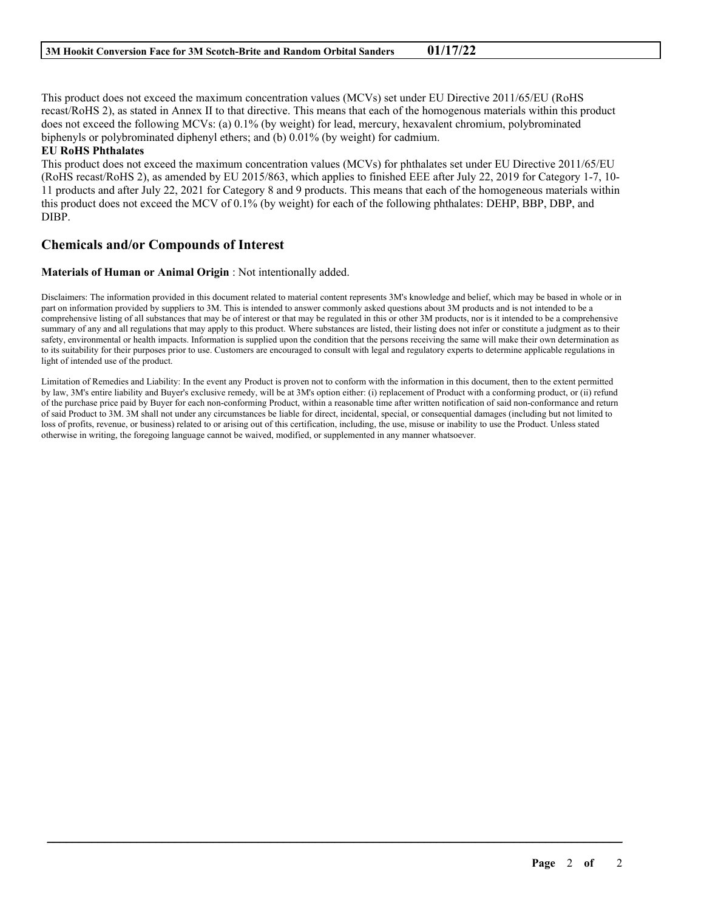This product does not exceed the maximum concentration values (MCVs) set under EU Directive 2011/65/EU (RoHS recast/RoHS 2), as stated in Annex II to that directive. This means that each of the homogenous materials within this product does not exceed the following MCVs: (a) 0.1% (by weight) for lead, mercury, hexavalent chromium, polybrominated biphenyls or polybrominated diphenyl ethers; and (b) 0.01% (by weight) for cadmium.

**EU RoHS Phthalates**

This product does not exceed the maximum concentration values (MCVs) for phthalates set under EU Directive 2011/65/EU (RoHS recast/RoHS 2), as amended by EU 2015/863, which applies to finished EEE after July 22, 2019 for Category 1-7, 10-11 products and after July 22, 2021 for Category 8 and 9 products. This means that each of the homogeneous materials within this product does not exceed the MCV of 0.1% (by weight) for each of the following phthalates: DEHP, BBP, DBP, and DIBP.

## Chemicals and/or Compounds of Interest

**Materials of Human or Animal Origin** : Not intentionally added.

Disclaimers: The information provided in this document related to material content represents 3M's knowledge and belief, which may be based in whole or in part on information provided by suppliers to 3M. This is intended to answer commonly asked questions about 3M products and is not intended to be a comprehensive listing of all substances that may be of interest or that may be regulated in this or other 3M products, nor is it intended to be a comprehensive summary of any and all regulations that may apply to this product. Where substances are listed, their listing does not infer or constitute a judgment as to their safety, environmental or health impacts. Information is supplied upon the condition that the persons receiving the same will make their own determination as to its suitability for their purposes prior to use. Customers are encouraged to consult with legal and regulatory experts to determine applicable regulations in light of intended use of the product.

Limitation of Remedies and Liability: In the event any Product is proven not to conform with the information in this document, then to the extent permitted by law, 3M's entire liability and Buyer's exclusive remedy, will be at 3M's option either: (i) replacement of Product with a conforming product, or (ii) refund of the purchase price paid by Buyer for each non-conforming Product, within a reasonable time after written notification of said non-conformance and return of said Product to 3M. 3M shall not under any circumstances be liable for direct, incidental, special, or consequential damages (including but not limited to loss of profits, revenue, or business) related to or arising out of this certification, including, the use, misuse or inability to use the Product. Unless stated otherwise in writing, the foregoing language cannot be waived, modified, or supplemented in any manner whatsoever.